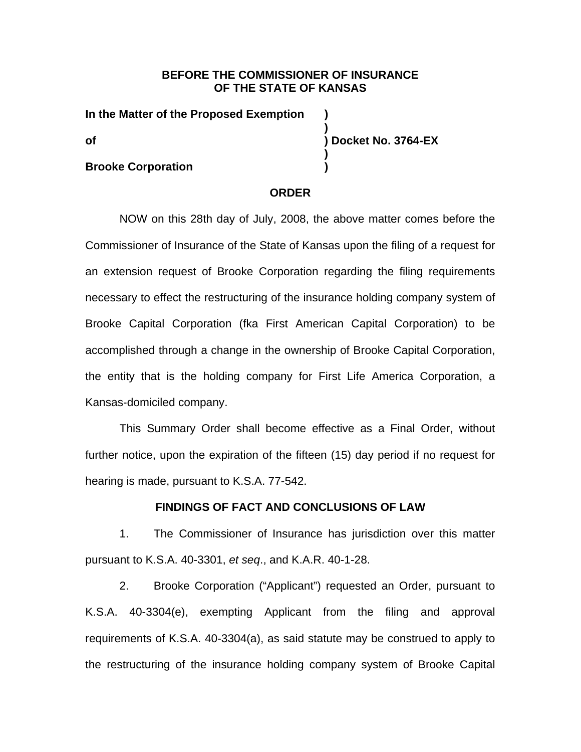**BEFORE THE COMMISSIONER OF INSURANCE**
**OF THE STATE OF KANSAS**

| | | |
|---|---|---|
| **In the Matter of the Proposed Exemption** | **)** | |
| | **)** | |
| **of** | **)** | **Docket No. 3764-EX** |
| | **)** | |
| **Brooke Corporation** | **)** | |

**ORDER**

NOW on this 28th day of July, 2008, the above matter comes before the Commissioner of Insurance of the State of Kansas upon the filing of a request for an extension request of Brooke Corporation regarding the filing requirements necessary to effect the restructuring of the insurance holding company system of Brooke Capital Corporation (fka First American Capital Corporation) to be accomplished through a change in the ownership of Brooke Capital Corporation, the entity that is the holding company for First Life America Corporation, a Kansas-domiciled company.

This Summary Order shall become effective as a Final Order, without further notice, upon the expiration of the fifteen (15) day period if no request for hearing is made, pursuant to K.S.A. 77-542.

**FINDINGS OF FACT AND CONCLUSIONS OF LAW**

1. The Commissioner of Insurance has jurisdiction over this matter pursuant to K.S.A. 40-3301, *et seq*., and K.A.R. 40-1-28.

2. Brooke Corporation ("Applicant") requested an Order, pursuant to K.S.A. 40-3304(e), exempting Applicant from the filing and approval requirements of K.S.A. 40-3304(a), as said statute may be construed to apply to the restructuring of the insurance holding company system of Brooke Capital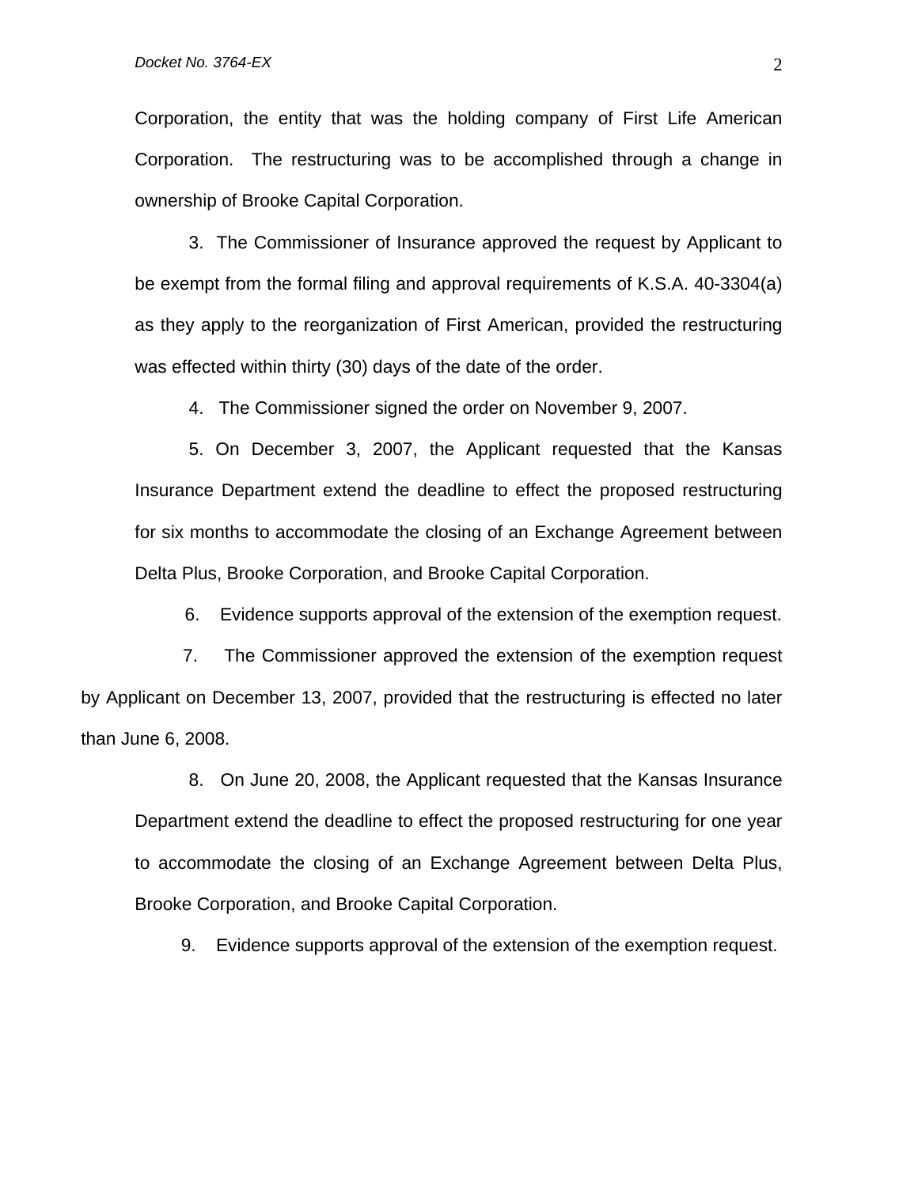Corporation, the entity that was the holding company of First Life American Corporation. The restructuring was to be accomplished through a change in ownership of Brooke Capital Corporation.

3. The Commissioner of Insurance approved the request by Applicant to be exempt from the formal filing and approval requirements of K.S.A. 40-3304(a) as they apply to the reorganization of First American, provided the restructuring was effected within thirty (30) days of the date of the order.

4. The Commissioner signed the order on November 9, 2007.

5. On December 3, 2007, the Applicant requested that the Kansas Insurance Department extend the deadline to effect the proposed restructuring for six months to accommodate the closing of an Exchange Agreement between Delta Plus, Brooke Corporation, and Brooke Capital Corporation.

6. Evidence supports approval of the extension of the exemption request.

7. The Commissioner approved the extension of the exemption request by Applicant on December 13, 2007, provided that the restructuring is effected no later than June 6, 2008.

8. On June 20, 2008, the Applicant requested that the Kansas Insurance Department extend the deadline to effect the proposed restructuring for one year to accommodate the closing of an Exchange Agreement between Delta Plus, Brooke Corporation, and Brooke Capital Corporation.

9. Evidence supports approval of the extension of the exemption request.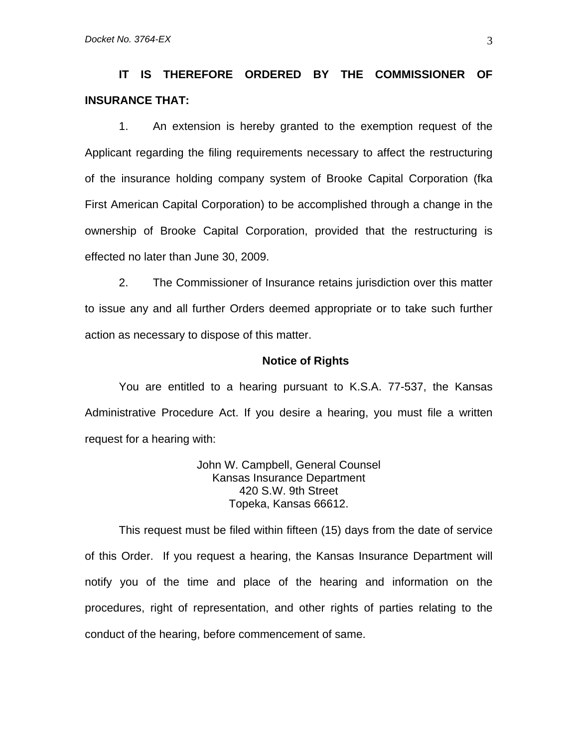**IT IS THEREFORE ORDERED BY THE COMMISSIONER OF INSURANCE THAT:**

1. An extension is hereby granted to the exemption request of the Applicant regarding the filing requirements necessary to affect the restructuring of the insurance holding company system of Brooke Capital Corporation (fka First American Capital Corporation) to be accomplished through a change in the ownership of Brooke Capital Corporation, provided that the restructuring is effected no later than June 30, 2009.

2. The Commissioner of Insurance retains jurisdiction over this matter to issue any and all further Orders deemed appropriate or to take such further action as necessary to dispose of this matter.

**Notice of Rights**

You are entitled to a hearing pursuant to K.S.A. 77-537, the Kansas Administrative Procedure Act. If you desire a hearing, you must file a written request for a hearing with:

John W. Campbell, General Counsel
Kansas Insurance Department
420 S.W. 9th Street
Topeka, Kansas 66612.

This request must be filed within fifteen (15) days from the date of service of this Order. If you request a hearing, the Kansas Insurance Department will notify you of the time and place of the hearing and information on the procedures, right of representation, and other rights of parties relating to the conduct of the hearing, before commencement of same.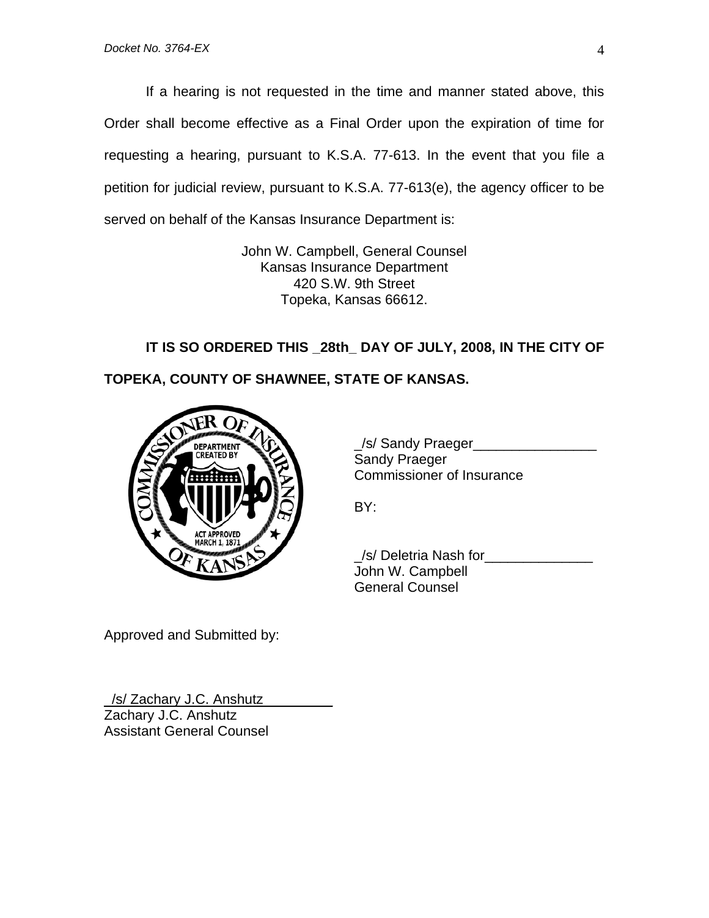If a hearing is not requested in the time and manner stated above, this Order shall become effective as a Final Order upon the expiration of time for requesting a hearing, pursuant to K.S.A. 77-613. In the event that you file a petition for judicial review, pursuant to K.S.A. 77-613(e), the agency officer to be served on behalf of the Kansas Insurance Department is:

John W. Campbell, General Counsel
Kansas Insurance Department
420 S.W. 9th Street
Topeka, Kansas 66612.

**IT IS SO ORDERED THIS _28th_ DAY OF JULY, 2008, IN THE CITY OF TOPEKA, COUNTY OF SHAWNEE, STATE OF KANSAS.**

_/s/ Sandy Praeger________________
Sandy Praeger
Commissioner of Insurance

BY:

_/s/ Deletria Nash for______________
John W. Campbell
General Counsel

Approved and Submitted by:

_/s/ Zachary J.C. Anshutz__________
Zachary J.C. Anshutz
Assistant General Counsel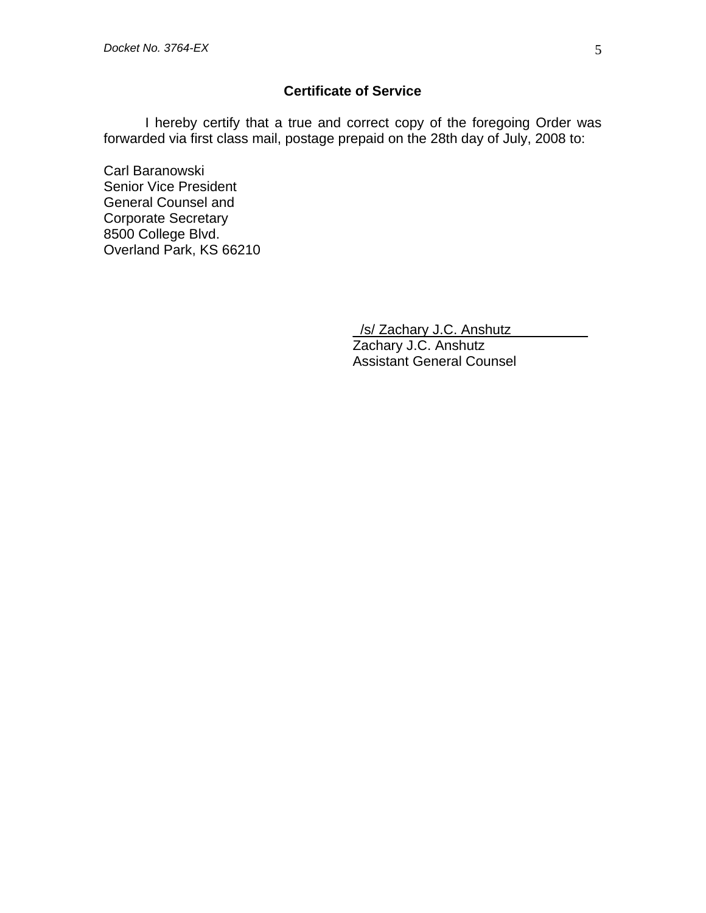## Certificate of Service

I hereby certify that a true and correct copy of the foregoing Order was forwarded via first class mail, postage prepaid on the 28th day of July, 2008 to:

Carl Baranowski  
Senior Vice President  
General Counsel and  
Corporate Secretary  
8500 College Blvd.  
Overland Park, KS 66210

/s/ Zachary J.C. Anshutz  
Zachary J.C. Anshutz  
Assistant General Counsel